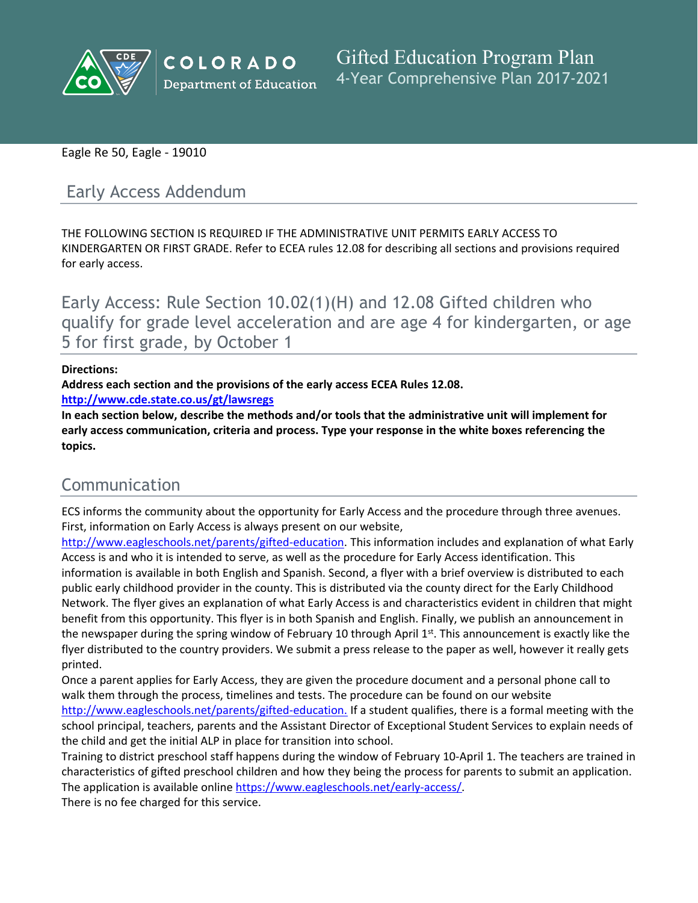# Gifted Education Program Plan

4-Year Comprehensive Plan 2017-2021

Eagle Re 50, Eagle - 19010

## Early Access Addendum

THE FOLLOWING SECTION IS REQUIRED IF THE ADMINISTRATIVE UNIT PERMITS EARLY ACCESS TO KINDERGARTEN OR FIRST GRADE. Refer to ECEA rules 12.08 for describing all sections and provisions required for early access.

## Early Access: Rule Section 10.02(1)(H) and 12.08 Gifted children who qualify for grade level acceleration and are age 4 for kindergarten, or age 5 for first grade, by October 1

**Directions:**

**Address each section and the provisions of the early access ECEA Rules 12.08.**

**http://www.cde.state.co.us/gt/lawsregs**

**In each section below, describe the methods and/or tools that the administrative unit will implement for early access communication, criteria and process. Type your response in the white boxes referencing the topics.**

## Communication

ECS informs the community about the opportunity for Early Access and the procedure through three avenues. First, information on Early Access is always present on our website, http://www.eagleschools.net/parents/gifted-education. This information includes and explanation of what Early Access is and who it is intended to serve, as well as the procedure for Early Access identification. This information is available in both English and Spanish. Second, a flyer with a brief overview is distributed to each public early childhood provider in the county. This is distributed via the county direct for the Early Childhood Network. The flyer gives an explanation of what Early Access is and characteristics evident in children that might benefit from this opportunity. This flyer is in both Spanish and English. Finally, we publish an announcement in the newspaper during the spring window of February 10 through April 1st. This announcement is exactly like the flyer distributed to the country providers. We submit a press release to the paper as well, however it really gets printed.

Once a parent applies for Early Access, they are given the procedure document and a personal phone call to walk them through the process, timelines and tests. The procedure can be found on our website http://www.eagleschools.net/parents/gifted-education. If a student qualifies, there is a formal meeting with the school principal, teachers, parents and the Assistant Director of Exceptional Student Services to explain needs of the child and get the initial ALP in place for transition into school.

Training to district preschool staff happens during the window of February 10-April 1. The teachers are trained in characteristics of gifted preschool children and how they being the process for parents to submit an application. The application is available online https://www.eagleschools.net/early-access/.

There is no fee charged for this service.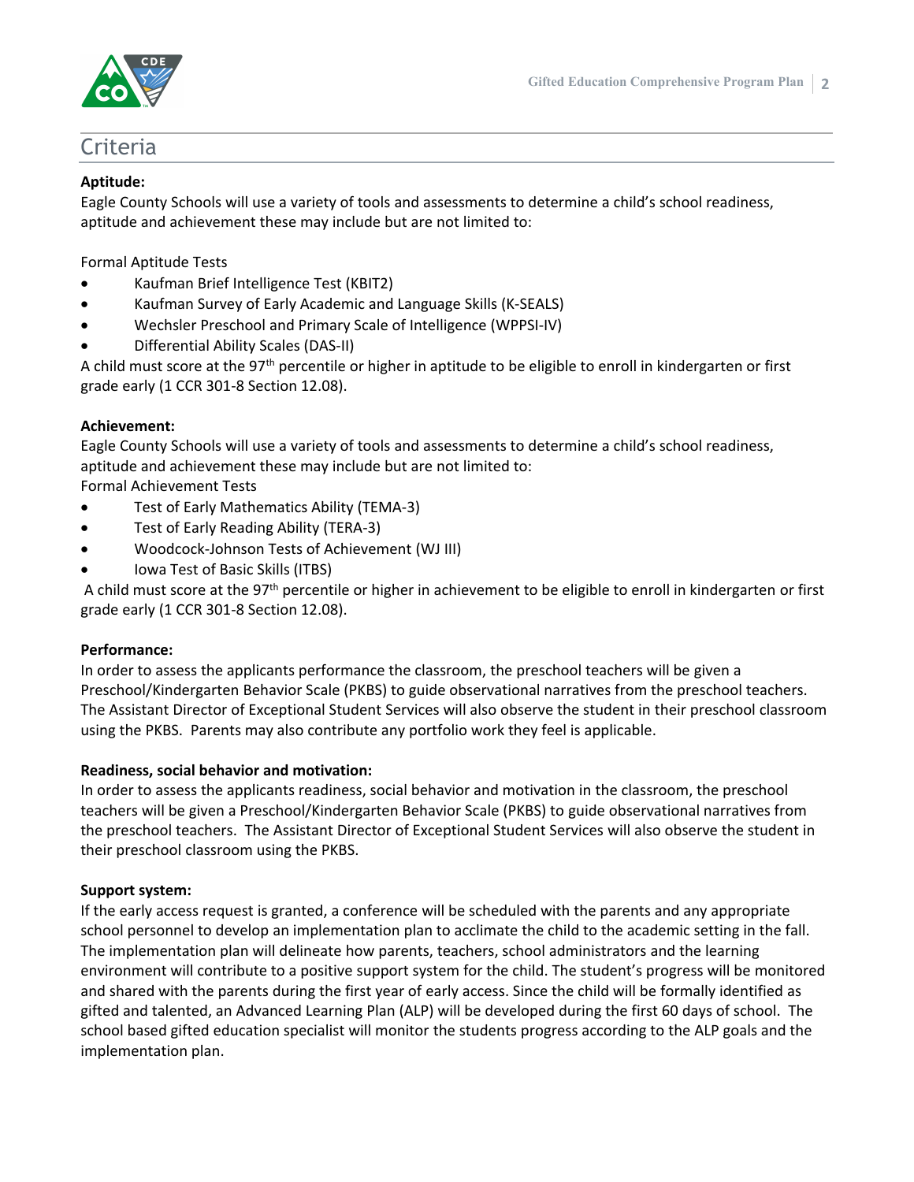## Criteria

**Aptitude:**

Eagle County Schools will use a variety of tools and assessments to determine a child's school readiness, aptitude and achievement these may include but are not limited to:

Formal Aptitude Tests

- Kaufman Brief Intelligence Test (KBIT2)
- Kaufman Survey of Early Academic and Language Skills (K-SEALS)
- Wechsler Preschool and Primary Scale of Intelligence (WPPSI-IV)
- Differential Ability Scales (DAS-II)

A child must score at the 97th percentile or higher in aptitude to be eligible to enroll in kindergarten or first grade early (1 CCR 301-8 Section 12.08).

**Achievement:**

Eagle County Schools will use a variety of tools and assessments to determine a child's school readiness, aptitude and achievement these may include but are not limited to:

Formal Achievement Tests

- Test of Early Mathematics Ability (TEMA-3)
- Test of Early Reading Ability (TERA-3)
- Woodcock-Johnson Tests of Achievement (WJ III)
- Iowa Test of Basic Skills (ITBS)

A child must score at the 97th percentile or higher in achievement to be eligible to enroll in kindergarten or first grade early (1 CCR 301-8 Section 12.08).

**Performance:**

In order to assess the applicants performance the classroom, the preschool teachers will be given a Preschool/Kindergarten Behavior Scale (PKBS) to guide observational narratives from the preschool teachers. The Assistant Director of Exceptional Student Services will also observe the student in their preschool classroom using the PKBS. Parents may also contribute any portfolio work they feel is applicable.

**Readiness, social behavior and motivation:**

In order to assess the applicants readiness, social behavior and motivation in the classroom, the preschool teachers will be given a Preschool/Kindergarten Behavior Scale (PKBS) to guide observational narratives from the preschool teachers. The Assistant Director of Exceptional Student Services will also observe the student in their preschool classroom using the PKBS.

**Support system:**

If the early access request is granted, a conference will be scheduled with the parents and any appropriate school personnel to develop an implementation plan to acclimate the child to the academic setting in the fall. The implementation plan will delineate how parents, teachers, school administrators and the learning environment will contribute to a positive support system for the child. The student's progress will be monitored and shared with the parents during the first year of early access. Since the child will be formally identified as gifted and talented, an Advanced Learning Plan (ALP) will be developed during the first 60 days of school. The school based gifted education specialist will monitor the students progress according to the ALP goals and the implementation plan.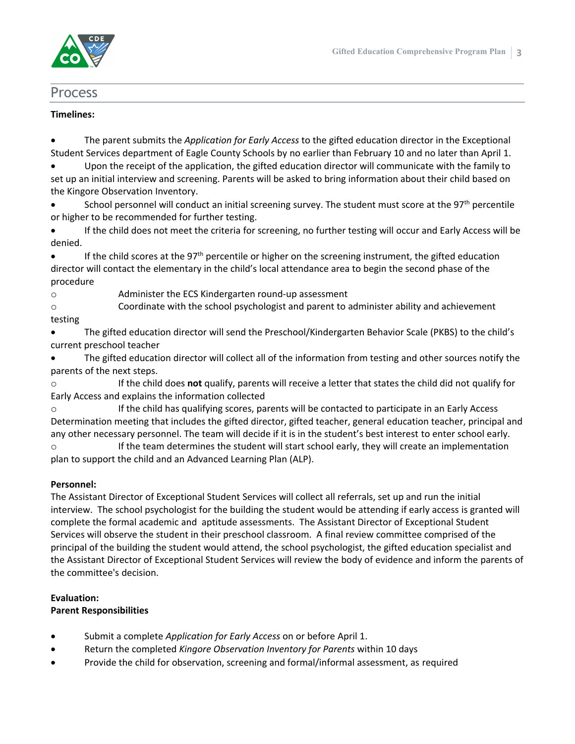## Process

**Timelines:**

- The parent submits the *Application for Early Access* to the gifted education director in the Exceptional Student Services department of Eagle County Schools by no earlier than February 10 and no later than April 1.
- Upon the receipt of the application, the gifted education director will communicate with the family to set up an initial interview and screening. Parents will be asked to bring information about their child based on the Kingore Observation Inventory.
- School personnel will conduct an initial screening survey. The student must score at the 97th percentile or higher to be recommended for further testing.
- If the child does not meet the criteria for screening, no further testing will occur and Early Access will be denied.
- If the child scores at the 97th percentile or higher on the screening instrument, the gifted education director will contact the elementary in the child's local attendance area to begin the second phase of the procedure
    - Administer the ECS Kindergarten round-up assessment
    - Coordinate with the school psychologist and parent to administer ability and achievement testing
- The gifted education director will send the Preschool/Kindergarten Behavior Scale (PKBS) to the child's current preschool teacher
- The gifted education director will collect all of the information from testing and other sources notify the parents of the next steps.
    - If the child does **not** qualify, parents will receive a letter that states the child did not qualify for Early Access and explains the information collected
    - If the child has qualifying scores, parents will be contacted to participate in an Early Access Determination meeting that includes the gifted director, gifted teacher, general education teacher, principal and any other necessary personnel. The team will decide if it is in the student's best interest to enter school early.
    - If the team determines the student will start school early, they will create an implementation plan to support the child and an Advanced Learning Plan (ALP).

**Personnel:**

The Assistant Director of Exceptional Student Services will collect all referrals, set up and run the initial interview. The school psychologist for the building the student would be attending if early access is granted will complete the formal academic and aptitude assessments. The Assistant Director of Exceptional Student Services will observe the student in their preschool classroom. A final review committee comprised of the principal of the building the student would attend, the school psychologist, the gifted education specialist and the Assistant Director of Exceptional Student Services will review the body of evidence and inform the parents of the committee's decision.

**Evaluation:**

**Parent Responsibilities**

- Submit a complete *Application for Early Access* on or before April 1.
- Return the completed *Kingore Observation Inventory for Parents* within 10 days
- Provide the child for observation, screening and formal/informal assessment, as required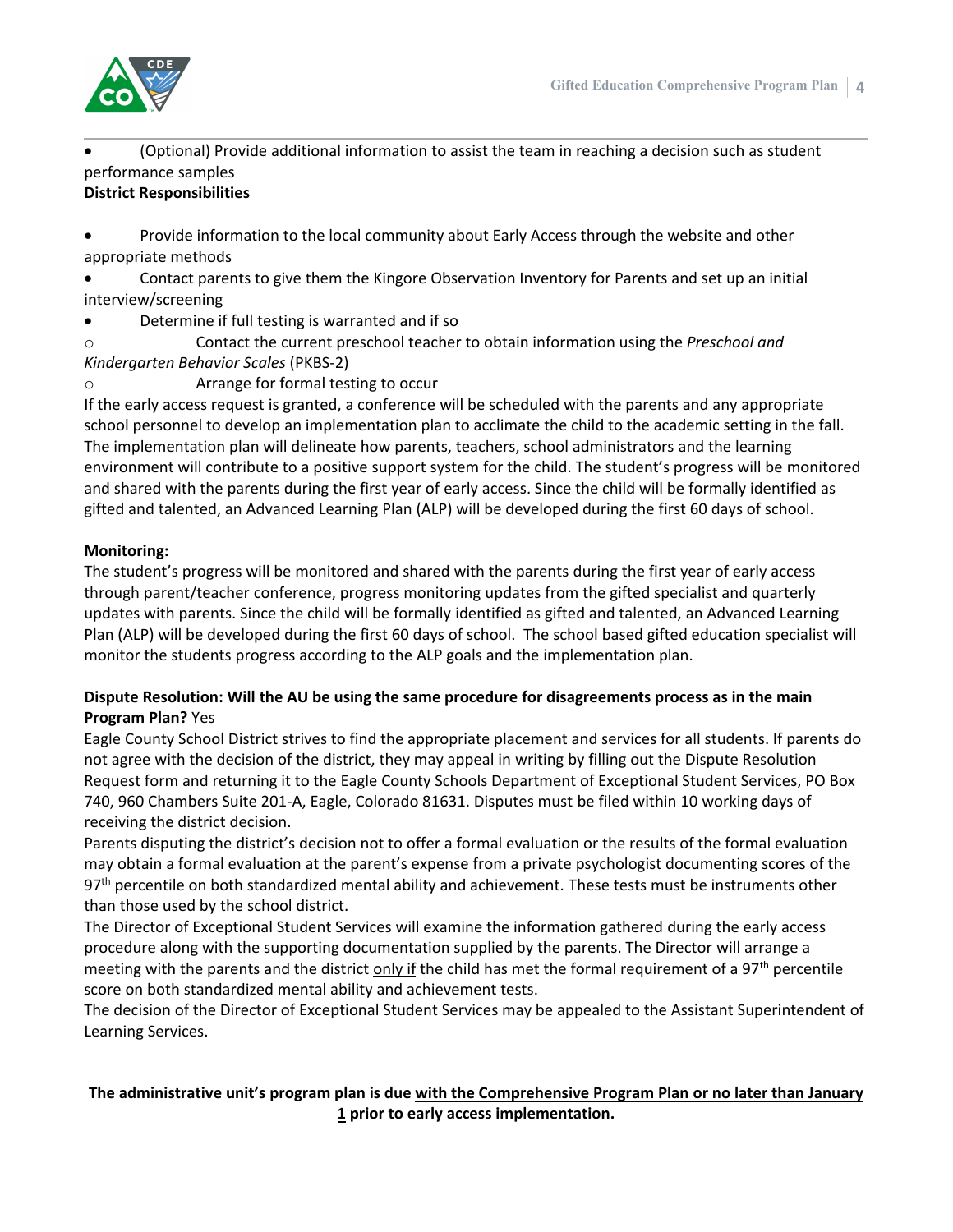- (Optional) Provide additional information to assist the team in reaching a decision such as student performance samples

**District Responsibilities**

- Provide information to the local community about Early Access through the website and other appropriate methods
- Contact parents to give them the Kingore Observation Inventory for Parents and set up an initial interview/screening
- Determine if full testing is warranted and if so
  - Contact the current preschool teacher to obtain information using the *Preschool and Kindergarten Behavior Scales* (PKBS-2)
  - Arrange for formal testing to occur

If the early access request is granted, a conference will be scheduled with the parents and any appropriate school personnel to develop an implementation plan to acclimate the child to the academic setting in the fall. The implementation plan will delineate how parents, teachers, school administrators and the learning environment will contribute to a positive support system for the child. The student's progress will be monitored and shared with the parents during the first year of early access. Since the child will be formally identified as gifted and talented, an Advanced Learning Plan (ALP) will be developed during the first 60 days of school.

**Monitoring:**

The student's progress will be monitored and shared with the parents during the first year of early access through parent/teacher conference, progress monitoring updates from the gifted specialist and quarterly updates with parents. Since the child will be formally identified as gifted and talented, an Advanced Learning Plan (ALP) will be developed during the first 60 days of school. The school based gifted education specialist will monitor the students progress according to the ALP goals and the implementation plan.

**Dispute Resolution: Will the AU be using the same procedure for disagreements process as in the main Program Plan?** Yes

Eagle County School District strives to find the appropriate placement and services for all students. If parents do not agree with the decision of the district, they may appeal in writing by filling out the Dispute Resolution Request form and returning it to the Eagle County Schools Department of Exceptional Student Services, PO Box 740, 960 Chambers Suite 201-A, Eagle, Colorado 81631. Disputes must be filed within 10 working days of receiving the district decision.

Parents disputing the district's decision not to offer a formal evaluation or the results of the formal evaluation may obtain a formal evaluation at the parent's expense from a private psychologist documenting scores of the 97th percentile on both standardized mental ability and achievement. These tests must be instruments other than those used by the school district.

The Director of Exceptional Student Services will examine the information gathered during the early access procedure along with the supporting documentation supplied by the parents. The Director will arrange a meeting with the parents and the district only if the child has met the formal requirement of a 97th percentile score on both standardized mental ability and achievement tests.

The decision of the Director of Exceptional Student Services may be appealed to the Assistant Superintendent of Learning Services.

**The administrative unit's program plan is due with the Comprehensive Program Plan or no later than January 1 prior to early access implementation.**